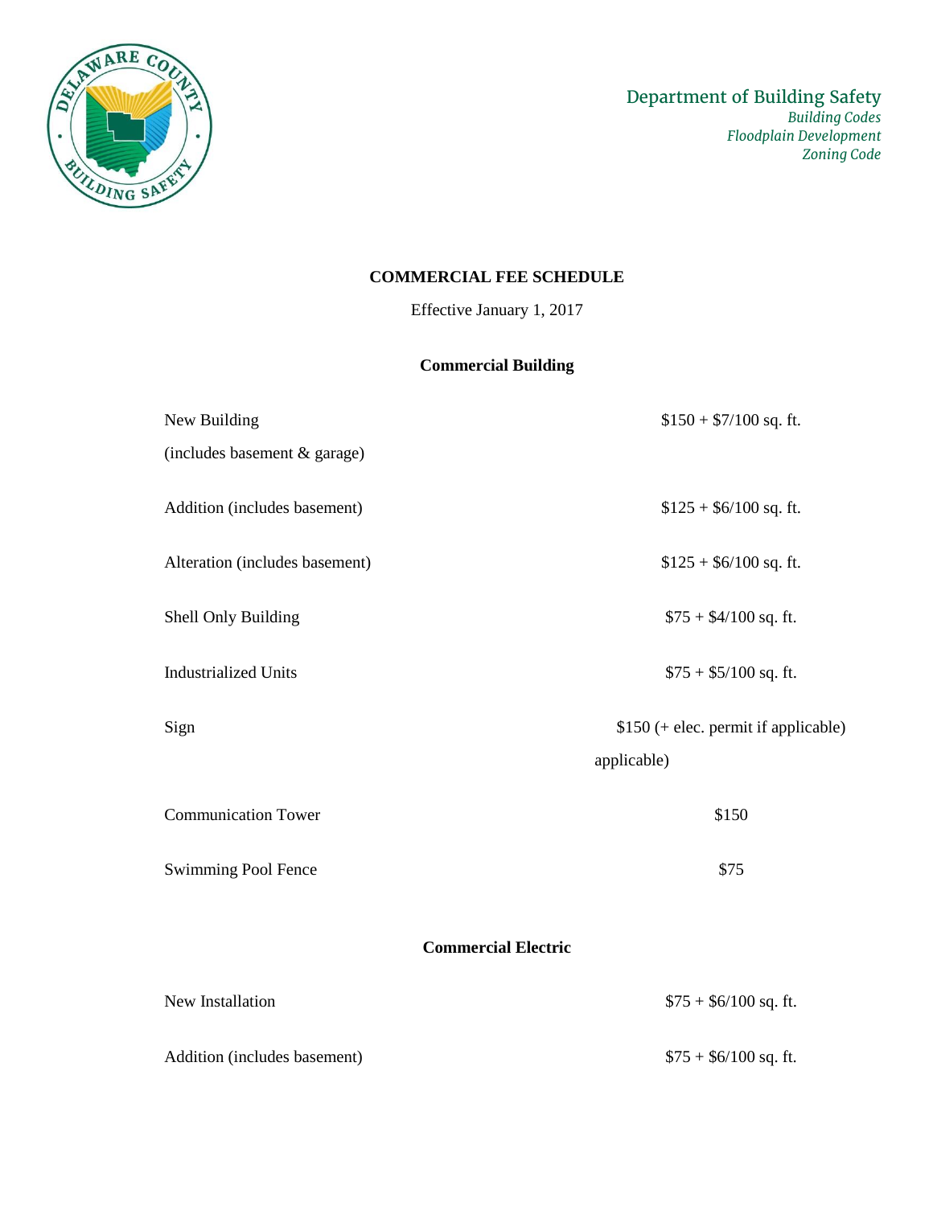Department of Building Safety
*Building Codes*
*Floodplain Development*
*Zoning Code*

# COMMERCIAL FEE SCHEDULE

Effective January 1, 2017

## Commercial Building

| | |
|---|---|
| New Building (includes basement & garage) | $150 + $7/100 sq. ft. |
| Addition (includes basement) | $125 + $6/100 sq. ft. |
| Alteration (includes basement) | $125 + $6/100 sq. ft. |
| Shell Only Building | $75 + $4/100 sq. ft. |
| Industrialized Units | $75 + $5/100 sq. ft. |
| Sign | $150 (+ elec. permit if applicable) applicable) |
| Communication Tower | $150 |
| Swimming Pool Fence | $75 |

## Commercial Electric

| | |
|---|---|
| New Installation | $75 + $6/100 sq. ft. |
| Addition (includes basement) | $75 + $6/100 sq. ft. |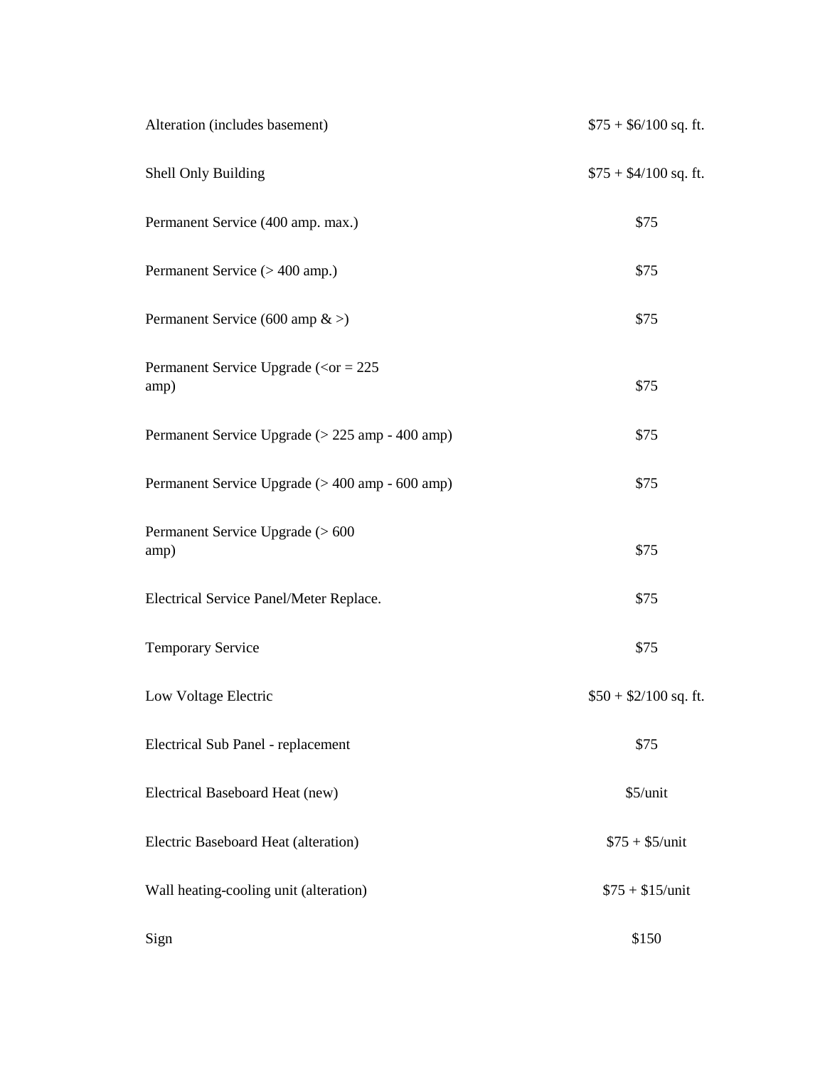| | |
|---|---|
| Alteration (includes basement) | \$75 + \$6/100 sq. ft. |
| Shell Only Building | \$75 + \$4/100 sq. ft. |
| Permanent Service (400 amp. max.) | \$75 |
| Permanent Service (> 400 amp.) | \$75 |
| Permanent Service (600 amp & >) | \$75 |
| Permanent Service Upgrade (<or = 225 amp) | \$75 |
| Permanent Service Upgrade (> 225 amp - 400 amp) | \$75 |
| Permanent Service Upgrade (> 400 amp - 600 amp) | \$75 |
| Permanent Service Upgrade (> 600 amp) | \$75 |
| Electrical Service Panel/Meter Replace. | \$75 |
| Temporary Service | \$75 |
| Low Voltage Electric | \$50 + \$2/100 sq. ft. |
| Electrical Sub Panel - replacement | \$75 |
| Electrical Baseboard Heat (new) | \$5/unit |
| Electric Baseboard Heat (alteration) | \$75 + \$5/unit |
| Wall heating-cooling unit (alteration) | \$75 + \$15/unit |
| Sign | \$150 |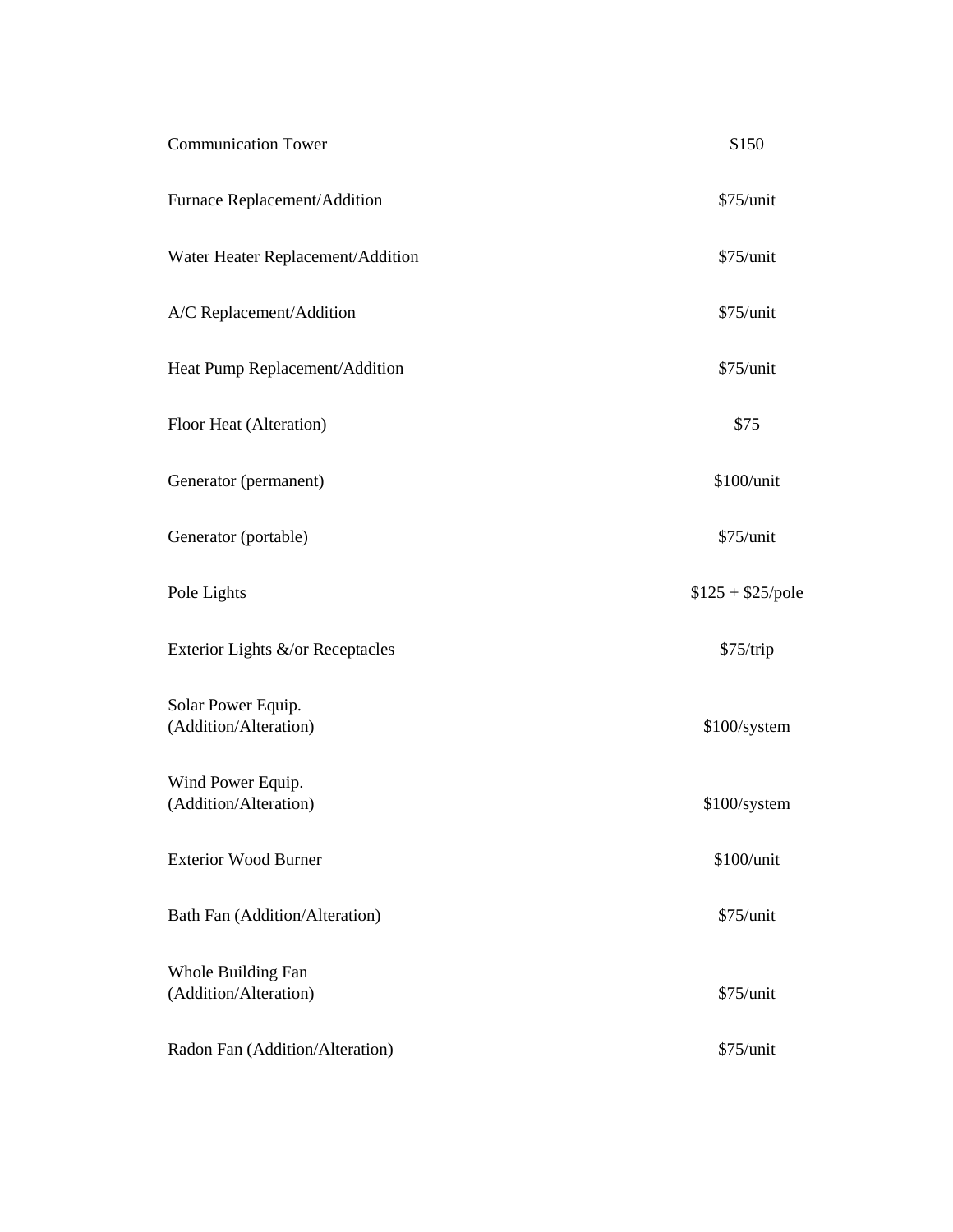| | |
|---|---|
| Communication Tower | $150 |
| Furnace Replacement/Addition | $75/unit |
| Water Heater Replacement/Addition | $75/unit |
| A/C Replacement/Addition | $75/unit |
| Heat Pump Replacement/Addition | $75/unit |
| Floor Heat (Alteration) | $75 |
| Generator (permanent) | $100/unit |
| Generator (portable) | $75/unit |
| Pole Lights | $125 + $25/pole |
| Exterior Lights &/or Receptacles | $75/trip |
| Solar Power Equip. (Addition/Alteration) | $100/system |
| Wind Power Equip. (Addition/Alteration) | $100/system |
| Exterior Wood Burner | $100/unit |
| Bath Fan (Addition/Alteration) | $75/unit |
| Whole Building Fan (Addition/Alteration) | $75/unit |
| Radon Fan (Addition/Alteration) | $75/unit |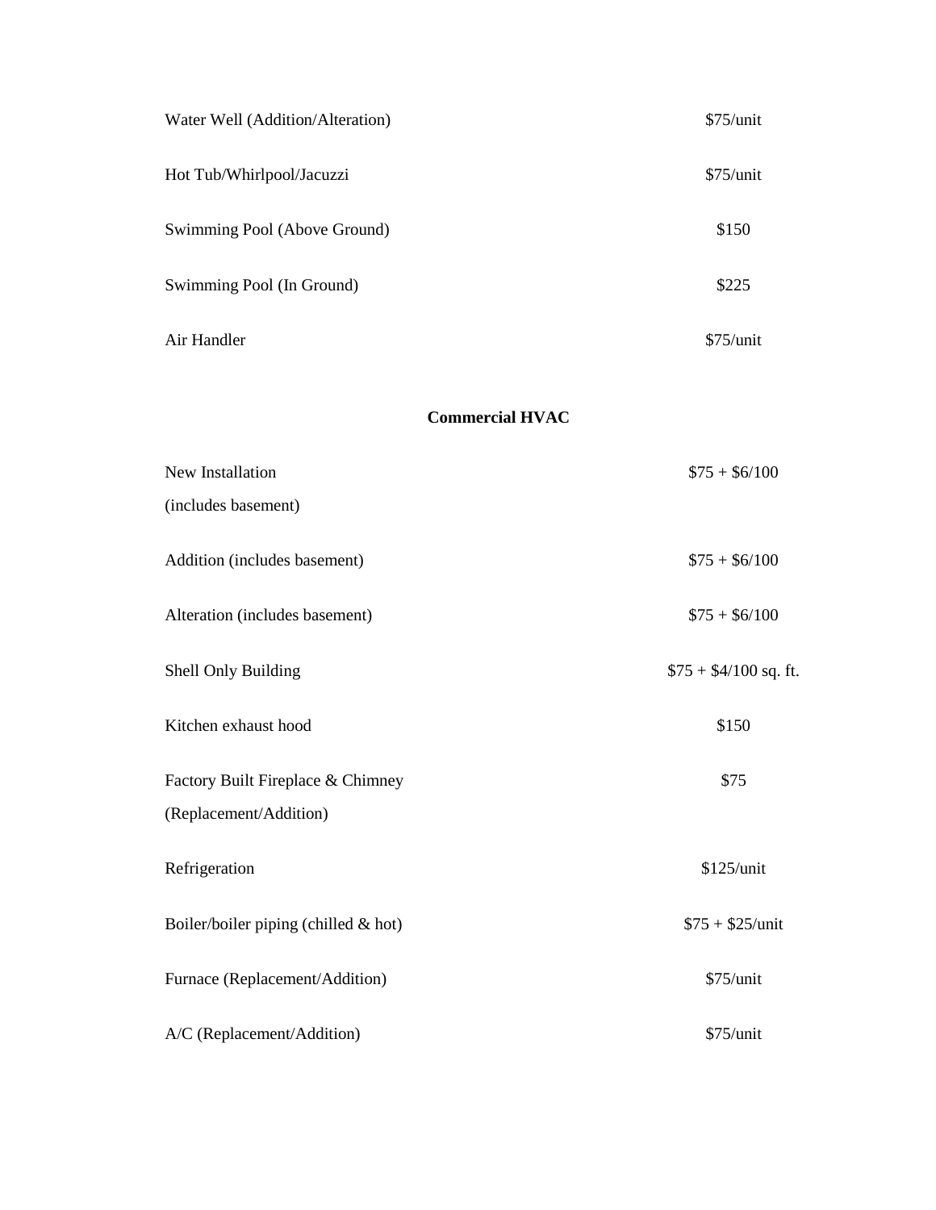| | |
|---|---|
| Water Well (Addition/Alteration) | $75/unit |
| Hot Tub/Whirlpool/Jacuzzi | $75/unit |
| Swimming Pool (Above Ground) | $150 |
| Swimming Pool (In Ground) | $225 |
| Air Handler | $75/unit |

**Commercial HVAC**

| | |
|---|---|
| New Installation (includes basement) | $75 + $6/100 |
| Addition (includes basement) | $75 + $6/100 |
| Alteration (includes basement) | $75 + $6/100 |
| Shell Only Building | $75 + $4/100 sq. ft. |
| Kitchen exhaust hood | $150 |
| Factory Built Fireplace & Chimney (Replacement/Addition) | $75 |
| Refrigeration | $125/unit |
| Boiler/boiler piping (chilled & hot) | $75 + $25/unit |
| Furnace (Replacement/Addition) | $75/unit |
| A/C (Replacement/Addition) | $75/unit |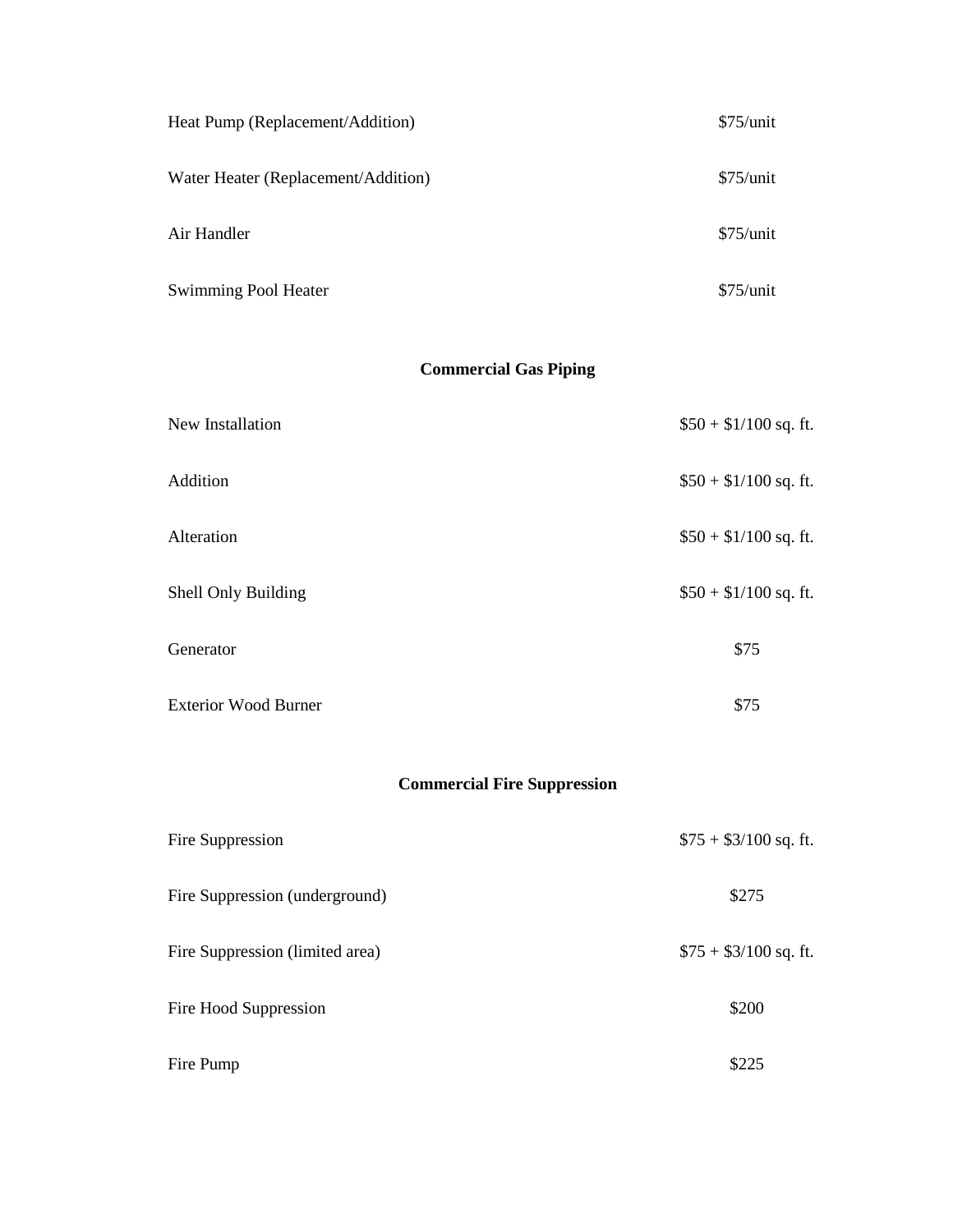| | |
|---|---|
| Heat Pump (Replacement/Addition) | $75/unit |
| Water Heater (Replacement/Addition) | $75/unit |
| Air Handler | $75/unit |
| Swimming Pool Heater | $75/unit |

**Commercial Gas Piping**

| | |
|---|---|
| New Installation | $50 + $1/100 sq. ft. |
| Addition | $50 + $1/100 sq. ft. |
| Alteration | $50 + $1/100 sq. ft. |
| Shell Only Building | $50 + $1/100 sq. ft. |
| Generator | $75 |
| Exterior Wood Burner | $75 |

**Commercial Fire Suppression**

| | |
|---|---|
| Fire Suppression | $75 + $3/100 sq. ft. |
| Fire Suppression (underground) | $275 |
| Fire Suppression (limited area) | $75 + $3/100 sq. ft. |
| Fire Hood Suppression | $200 |
| Fire Pump | $225 |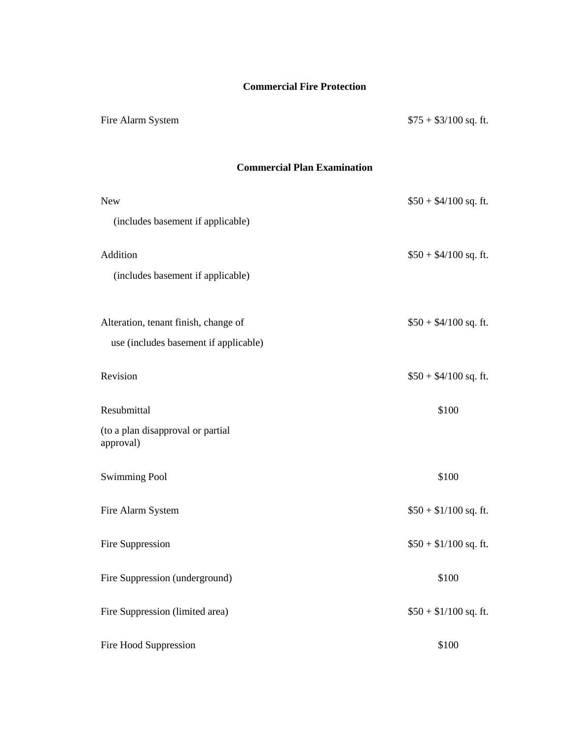## Commercial Fire Protection

| | |
|---|---|
| Fire Alarm System | $75 + $3/100 sq. ft. |

## Commercial Plan Examination

| | |
|---|---|
| New (includes basement if applicable) | $50 + $4/100 sq. ft. |
| Addition (includes basement if applicable) | $50 + $4/100 sq. ft. |
| Alteration, tenant finish, change of use (includes basement if applicable) | $50 + $4/100 sq. ft. |
| Revision | $50 + $4/100 sq. ft. |
| Resubmittal (to a plan disapproval or partial approval) | $100 |
| Swimming Pool | $100 |
| Fire Alarm System | $50 + $1/100 sq. ft. |
| Fire Suppression | $50 + $1/100 sq. ft. |
| Fire Suppression (underground) | $100 |
| Fire Suppression (limited area) | $50 + $1/100 sq. ft. |
| Fire Hood Suppression | $100 |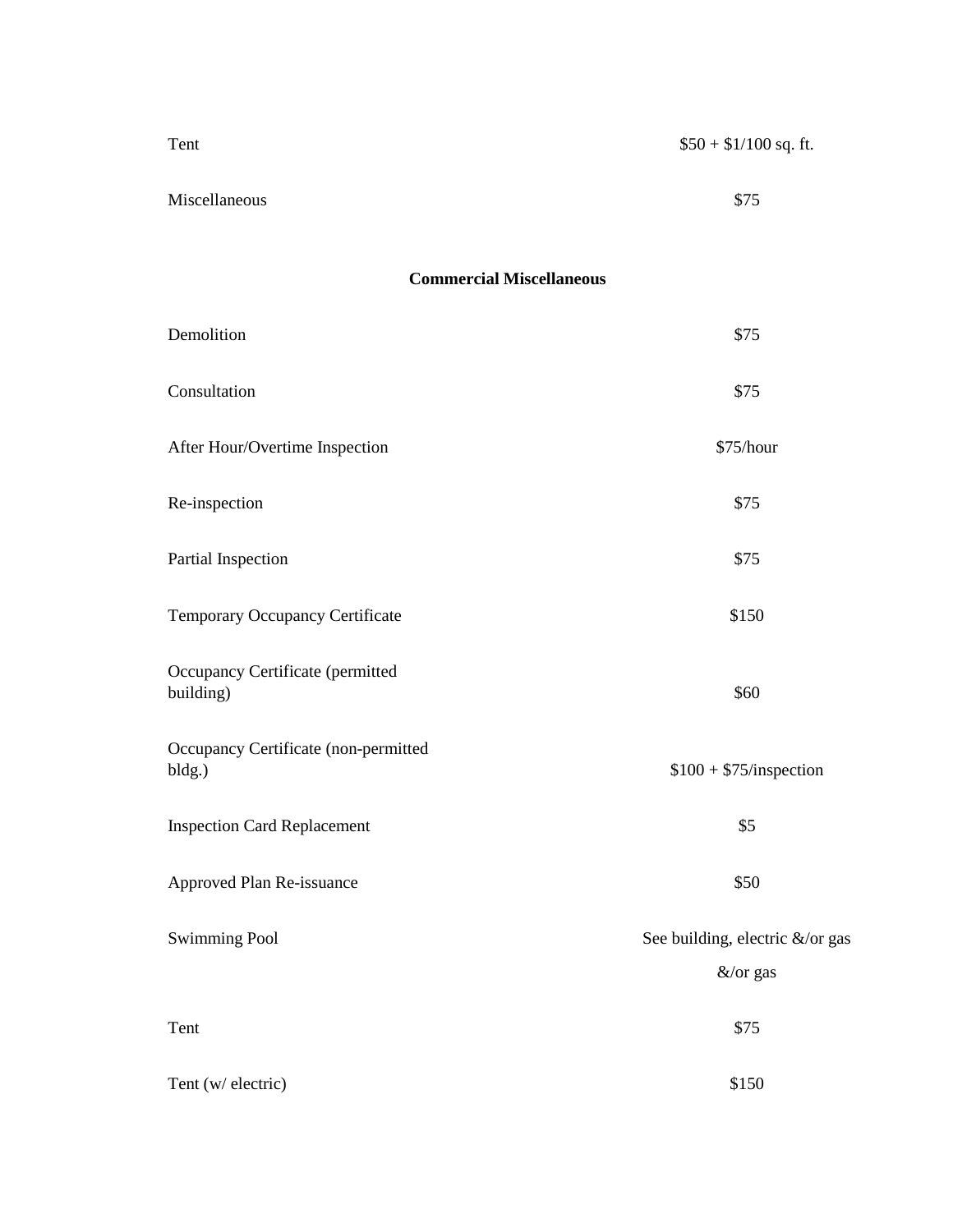| | |
|---|---|
| Tent | $50 + $1/100 sq. ft. |
| Miscellaneous | $75 |

**Commercial Miscellaneous**

| | |
|---|---|
| Demolition | $75 |
| Consultation | $75 |
| After Hour/Overtime Inspection | $75/hour |
| Re-inspection | $75 |
| Partial Inspection | $75 |
| Temporary Occupancy Certificate | $150 |
| Occupancy Certificate (permitted building) | $60 |
| Occupancy Certificate (non-permitted bldg.) | $100 + $75/inspection |
| Inspection Card Replacement | $5 |
| Approved Plan Re-issuance | $50 |
| Swimming Pool | See building, electric &/or gas &/or gas |
| Tent | $75 |
| Tent (w/ electric) | $150 |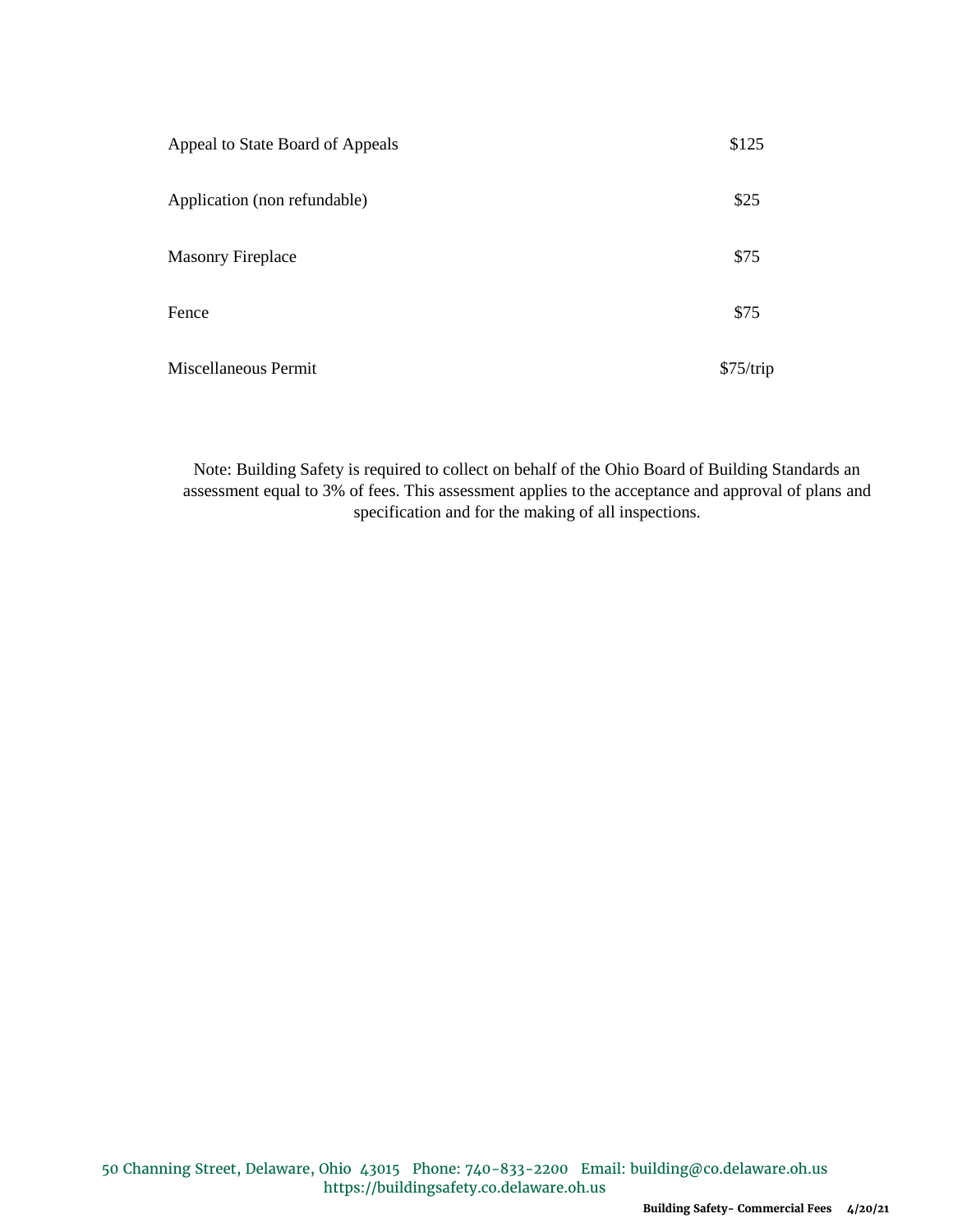| | |
|---|---|
| Appeal to State Board of Appeals | $125 |
| Application (non refundable) | $25 |
| Masonry Fireplace | $75 |
| Fence | $75 |
| Miscellaneous Permit | $75/trip |

Note: Building Safety is required to collect on behalf of the Ohio Board of Building Standards an assessment equal to 3% of fees. This assessment applies to the acceptance and approval of plans and specification and for the making of all inspections.

50 Channing Street, Delaware, Ohio 43015 Phone: 740-833-2200 Email: building@co.delaware.oh.us
https://buildingsafety.co.delaware.oh.us